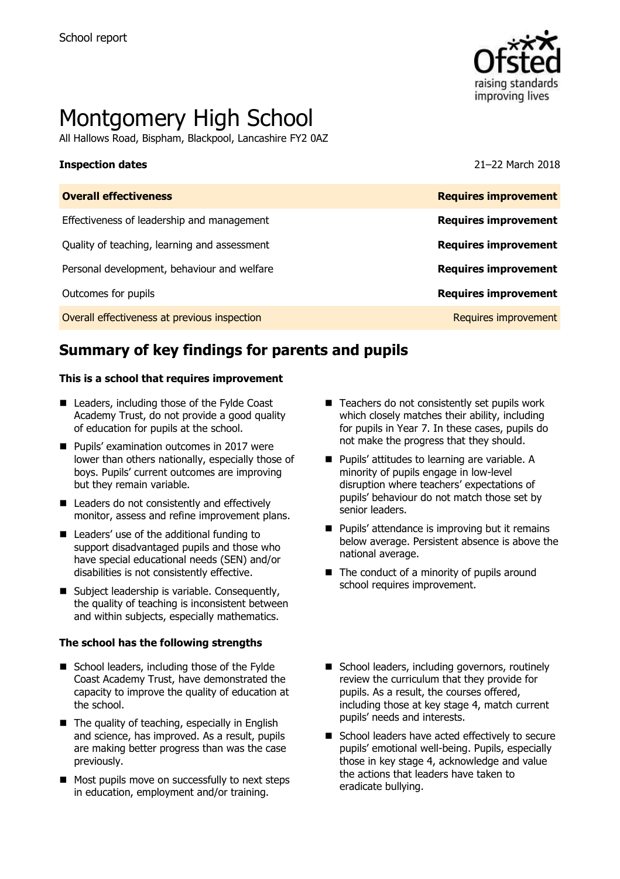School report

# Montgomery High School

All Hallows Road, Bispham, Blackpool, Lancashire FY2 0AZ

**Inspection dates** 21–22 March 2018

| **Overall effectiveness** | **Requires improvement** |
| --- | --- |
| Effectiveness of leadership and management | **Requires improvement** |
| Quality of teaching, learning and assessment | **Requires improvement** |
| Personal development, behaviour and welfare | **Requires improvement** |
| Outcomes for pupils | **Requires improvement** |
| Overall effectiveness at previous inspection | Requires improvement |

## Summary of key findings for parents and pupils

**This is a school that requires improvement**

- Leaders, including those of the Fylde Coast Academy Trust, do not provide a good quality of education for pupils at the school.
- Pupils' examination outcomes in 2017 were lower than others nationally, especially those of boys. Pupils' current outcomes are improving but they remain variable.
- Leaders do not consistently and effectively monitor, assess and refine improvement plans.
- Leaders' use of the additional funding to support disadvantaged pupils and those who have special educational needs (SEN) and/or disabilities is not consistently effective.
- Subject leadership is variable. Consequently, the quality of teaching is inconsistent between and within subjects, especially mathematics.
- Teachers do not consistently set pupils work which closely matches their ability, including for pupils in Year 7. In these cases, pupils do not make the progress that they should.
- Pupils' attitudes to learning are variable. A minority of pupils engage in low-level disruption where teachers' expectations of pupils' behaviour do not match those set by senior leaders.
- Pupils' attendance is improving but it remains below average. Persistent absence is above the national average.
- The conduct of a minority of pupils around school requires improvement.

**The school has the following strengths**

- School leaders, including those of the Fylde Coast Academy Trust, have demonstrated the capacity to improve the quality of education at the school.
- The quality of teaching, especially in English and science, has improved. As a result, pupils are making better progress than was the case previously.
- Most pupils move on successfully to next steps in education, employment and/or training.
- School leaders, including governors, routinely review the curriculum that they provide for pupils. As a result, the courses offered, including those at key stage 4, match current pupils' needs and interests.
- School leaders have acted effectively to secure pupils' emotional well-being. Pupils, especially those in key stage 4, acknowledge and value the actions that leaders have taken to eradicate bullying.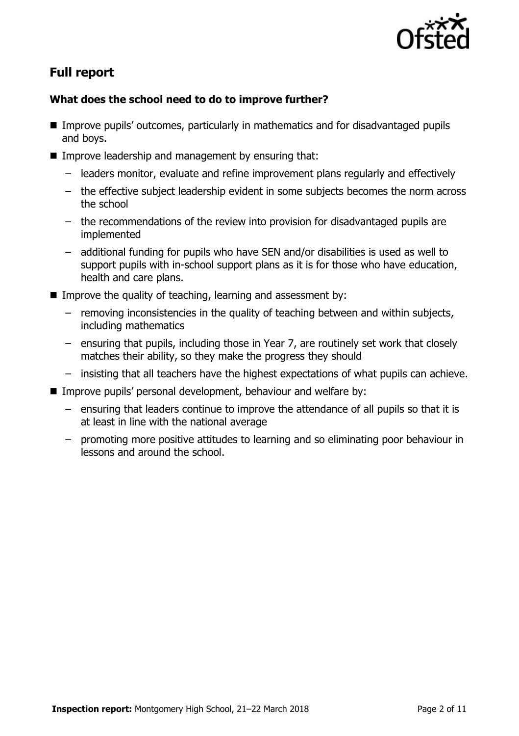## Full report

### What does the school need to do to improve further?

- Improve pupils' outcomes, particularly in mathematics and for disadvantaged pupils and boys.
- Improve leadership and management by ensuring that:
  - leaders monitor, evaluate and refine improvement plans regularly and effectively
  - the effective subject leadership evident in some subjects becomes the norm across the school
  - the recommendations of the review into provision for disadvantaged pupils are implemented
  - additional funding for pupils who have SEN and/or disabilities is used as well to support pupils with in-school support plans as it is for those who have education, health and care plans.
- Improve the quality of teaching, learning and assessment by:
  - removing inconsistencies in the quality of teaching between and within subjects, including mathematics
  - ensuring that pupils, including those in Year 7, are routinely set work that closely matches their ability, so they make the progress they should
  - insisting that all teachers have the highest expectations of what pupils can achieve.
- Improve pupils' personal development, behaviour and welfare by:
  - ensuring that leaders continue to improve the attendance of all pupils so that it is at least in line with the national average
  - promoting more positive attitudes to learning and so eliminating poor behaviour in lessons and around the school.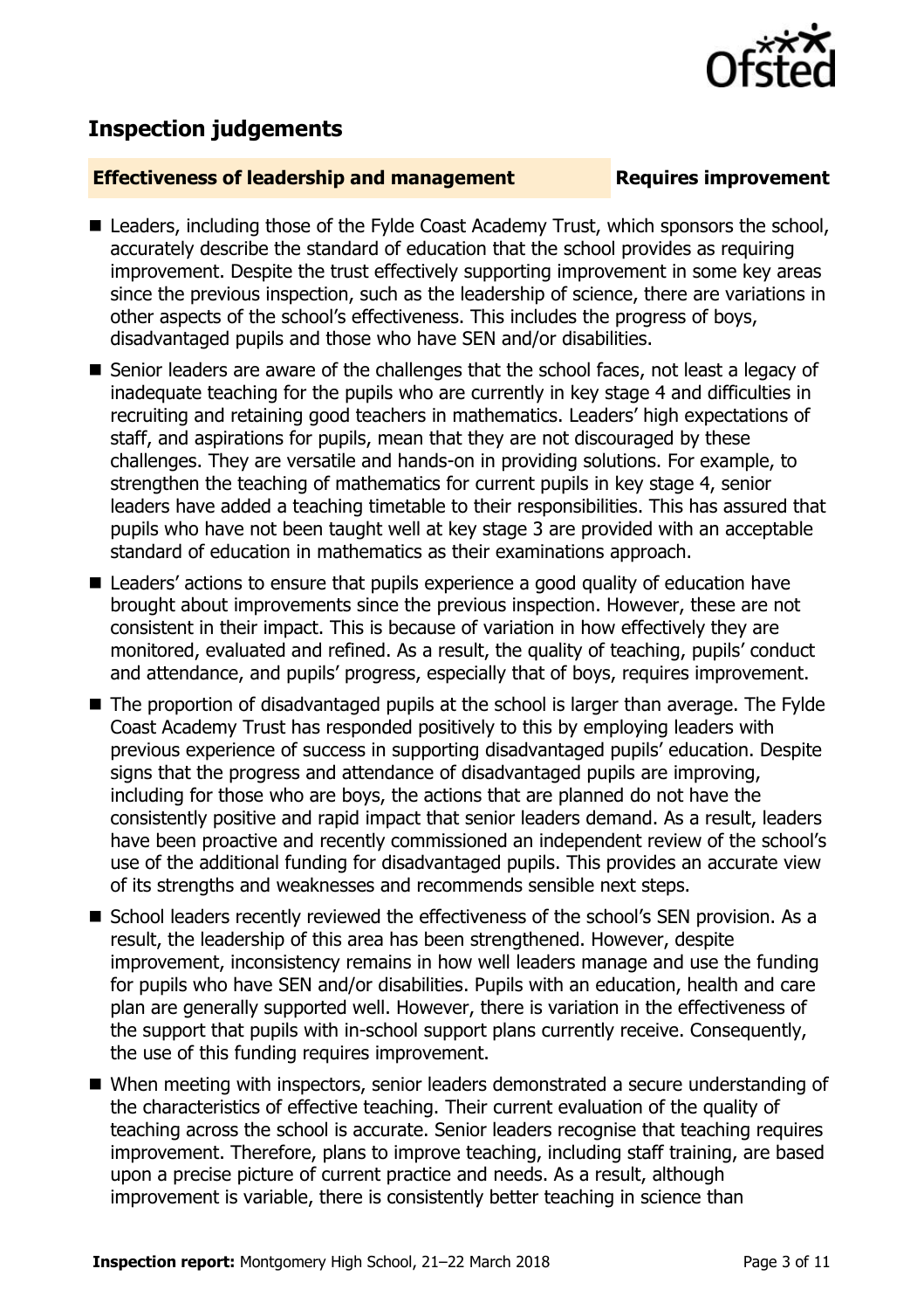## Inspection judgements

**Effectiveness of leadership and management** **Requires improvement**

- Leaders, including those of the Fylde Coast Academy Trust, which sponsors the school, accurately describe the standard of education that the school provides as requiring improvement. Despite the trust effectively supporting improvement in some key areas since the previous inspection, such as the leadership of science, there are variations in other aspects of the school's effectiveness. This includes the progress of boys, disadvantaged pupils and those who have SEN and/or disabilities.
- Senior leaders are aware of the challenges that the school faces, not least a legacy of inadequate teaching for the pupils who are currently in key stage 4 and difficulties in recruiting and retaining good teachers in mathematics. Leaders' high expectations of staff, and aspirations for pupils, mean that they are not discouraged by these challenges. They are versatile and hands-on in providing solutions. For example, to strengthen the teaching of mathematics for current pupils in key stage 4, senior leaders have added a teaching timetable to their responsibilities. This has assured that pupils who have not been taught well at key stage 3 are provided with an acceptable standard of education in mathematics as their examinations approach.
- Leaders' actions to ensure that pupils experience a good quality of education have brought about improvements since the previous inspection. However, these are not consistent in their impact. This is because of variation in how effectively they are monitored, evaluated and refined. As a result, the quality of teaching, pupils' conduct and attendance, and pupils' progress, especially that of boys, requires improvement.
- The proportion of disadvantaged pupils at the school is larger than average. The Fylde Coast Academy Trust has responded positively to this by employing leaders with previous experience of success in supporting disadvantaged pupils' education. Despite signs that the progress and attendance of disadvantaged pupils are improving, including for those who are boys, the actions that are planned do not have the consistently positive and rapid impact that senior leaders demand. As a result, leaders have been proactive and recently commissioned an independent review of the school's use of the additional funding for disadvantaged pupils. This provides an accurate view of its strengths and weaknesses and recommends sensible next steps.
- School leaders recently reviewed the effectiveness of the school's SEN provision. As a result, the leadership of this area has been strengthened. However, despite improvement, inconsistency remains in how well leaders manage and use the funding for pupils who have SEN and/or disabilities. Pupils with an education, health and care plan are generally supported well. However, there is variation in the effectiveness of the support that pupils with in-school support plans currently receive. Consequently, the use of this funding requires improvement.
- When meeting with inspectors, senior leaders demonstrated a secure understanding of the characteristics of effective teaching. Their current evaluation of the quality of teaching across the school is accurate. Senior leaders recognise that teaching requires improvement. Therefore, plans to improve teaching, including staff training, are based upon a precise picture of current practice and needs. As a result, although improvement is variable, there is consistently better teaching in science than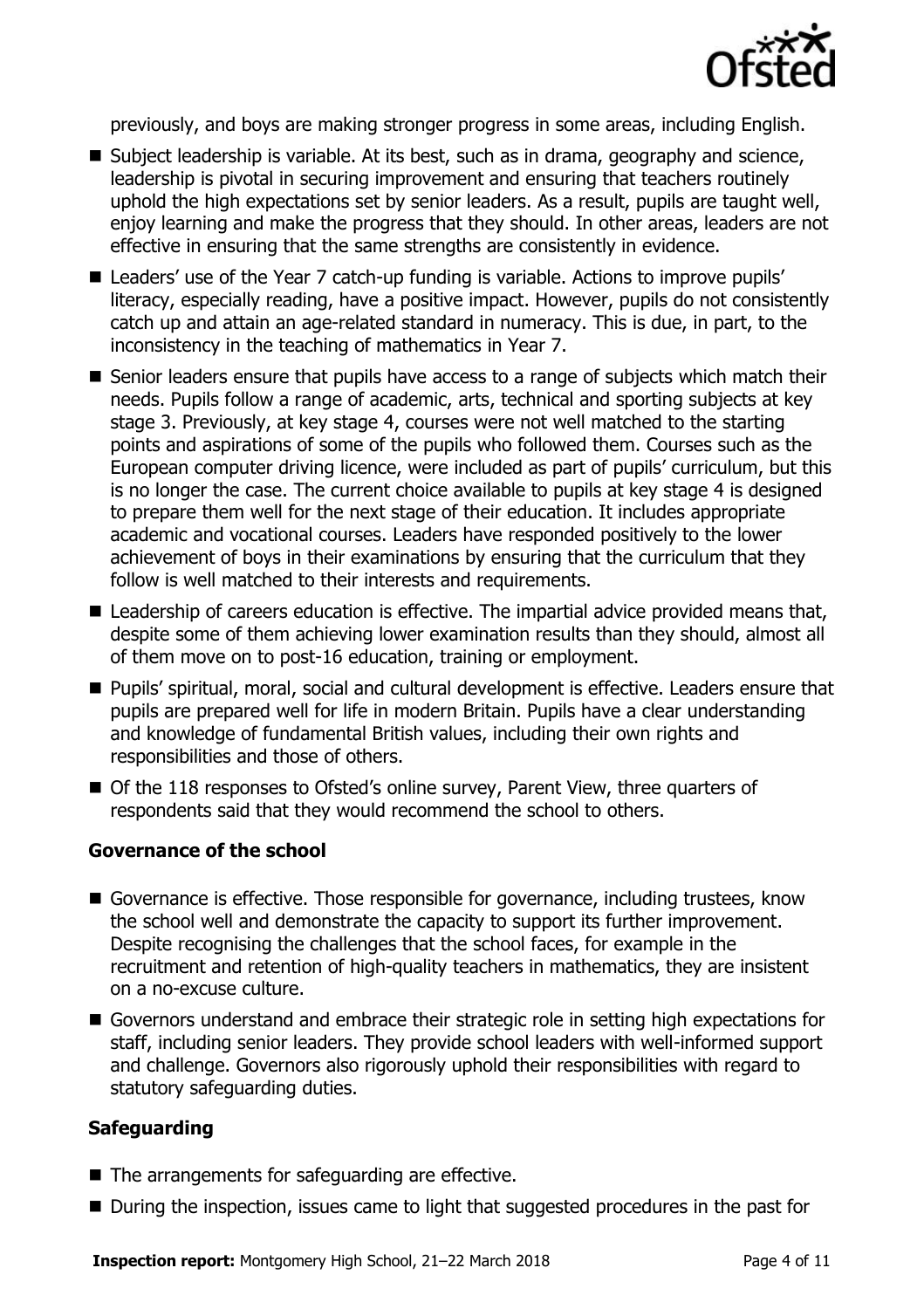previously, and boys are making stronger progress in some areas, including English.

- Subject leadership is variable. At its best, such as in drama, geography and science, leadership is pivotal in securing improvement and ensuring that teachers routinely uphold the high expectations set by senior leaders. As a result, pupils are taught well, enjoy learning and make the progress that they should. In other areas, leaders are not effective in ensuring that the same strengths are consistently in evidence.
- Leaders' use of the Year 7 catch-up funding is variable. Actions to improve pupils' literacy, especially reading, have a positive impact. However, pupils do not consistently catch up and attain an age-related standard in numeracy. This is due, in part, to the inconsistency in the teaching of mathematics in Year 7.
- Senior leaders ensure that pupils have access to a range of subjects which match their needs. Pupils follow a range of academic, arts, technical and sporting subjects at key stage 3. Previously, at key stage 4, courses were not well matched to the starting points and aspirations of some of the pupils who followed them. Courses such as the European computer driving licence, were included as part of pupils' curriculum, but this is no longer the case. The current choice available to pupils at key stage 4 is designed to prepare them well for the next stage of their education. It includes appropriate academic and vocational courses. Leaders have responded positively to the lower achievement of boys in their examinations by ensuring that the curriculum that they follow is well matched to their interests and requirements.
- Leadership of careers education is effective. The impartial advice provided means that, despite some of them achieving lower examination results than they should, almost all of them move on to post-16 education, training or employment.
- Pupils' spiritual, moral, social and cultural development is effective. Leaders ensure that pupils are prepared well for life in modern Britain. Pupils have a clear understanding and knowledge of fundamental British values, including their own rights and responsibilities and those of others.
- Of the 118 responses to Ofsted's online survey, Parent View, three quarters of respondents said that they would recommend the school to others.

### Governance of the school

- Governance is effective. Those responsible for governance, including trustees, know the school well and demonstrate the capacity to support its further improvement. Despite recognising the challenges that the school faces, for example in the recruitment and retention of high-quality teachers in mathematics, they are insistent on a no-excuse culture.
- Governors understand and embrace their strategic role in setting high expectations for staff, including senior leaders. They provide school leaders with well-informed support and challenge. Governors also rigorously uphold their responsibilities with regard to statutory safeguarding duties.

### Safeguarding

- The arrangements for safeguarding are effective.
- During the inspection, issues came to light that suggested procedures in the past for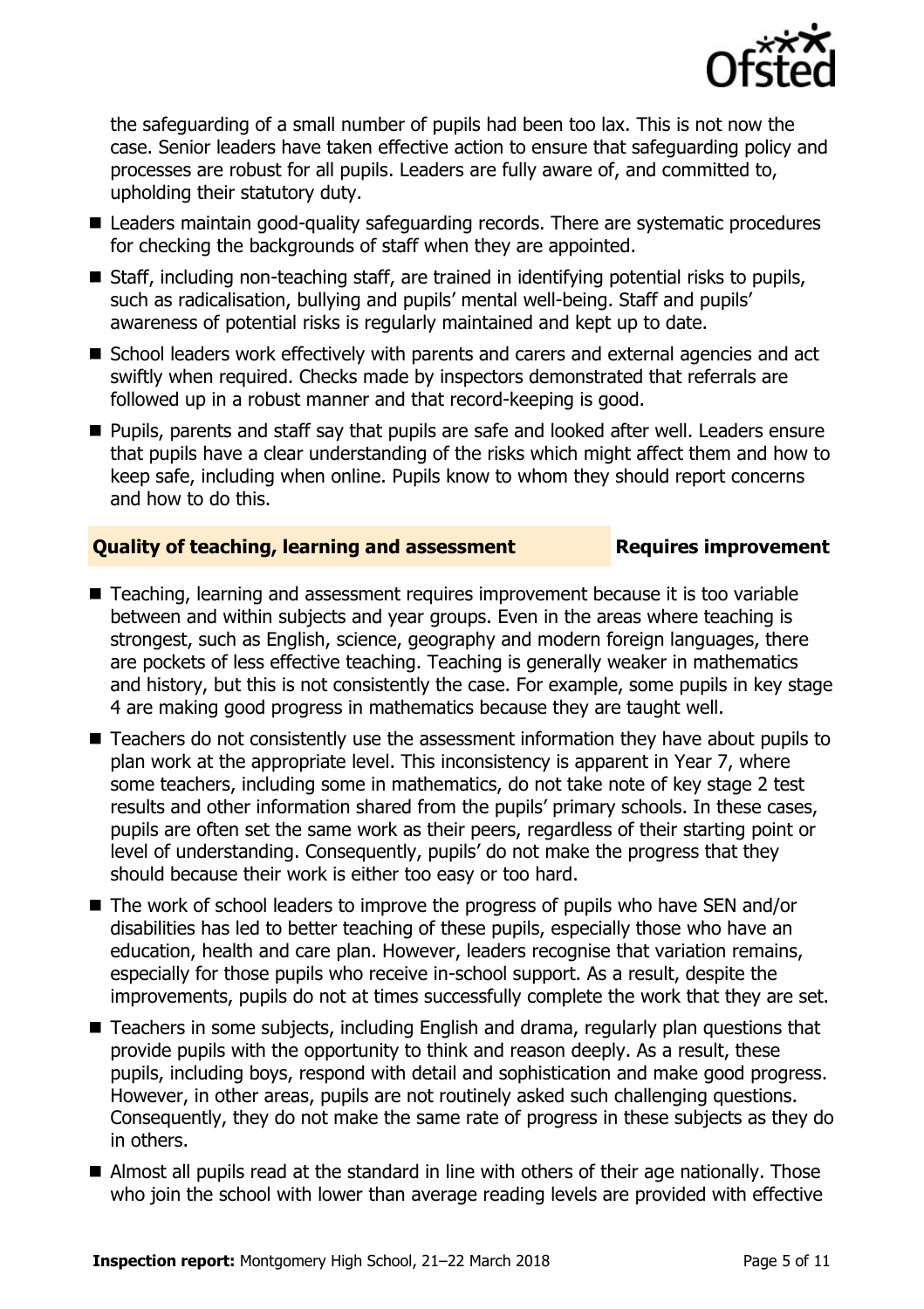the safeguarding of a small number of pupils had been too lax. This is not now the case. Senior leaders have taken effective action to ensure that safeguarding policy and processes are robust for all pupils. Leaders are fully aware of, and committed to, upholding their statutory duty.

- Leaders maintain good-quality safeguarding records. There are systematic procedures for checking the backgrounds of staff when they are appointed.
- Staff, including non-teaching staff, are trained in identifying potential risks to pupils, such as radicalisation, bullying and pupils' mental well-being. Staff and pupils' awareness of potential risks is regularly maintained and kept up to date.
- School leaders work effectively with parents and carers and external agencies and act swiftly when required. Checks made by inspectors demonstrated that referrals are followed up in a robust manner and that record-keeping is good.
- Pupils, parents and staff say that pupils are safe and looked after well. Leaders ensure that pupils have a clear understanding of the risks which might affect them and how to keep safe, including when online. Pupils know to whom they should report concerns and how to do this.

### Quality of teaching, learning and assessment — Requires improvement

- Teaching, learning and assessment requires improvement because it is too variable between and within subjects and year groups. Even in the areas where teaching is strongest, such as English, science, geography and modern foreign languages, there are pockets of less effective teaching. Teaching is generally weaker in mathematics and history, but this is not consistently the case. For example, some pupils in key stage 4 are making good progress in mathematics because they are taught well.
- Teachers do not consistently use the assessment information they have about pupils to plan work at the appropriate level. This inconsistency is apparent in Year 7, where some teachers, including some in mathematics, do not take note of key stage 2 test results and other information shared from the pupils' primary schools. In these cases, pupils are often set the same work as their peers, regardless of their starting point or level of understanding. Consequently, pupils' do not make the progress that they should because their work is either too easy or too hard.
- The work of school leaders to improve the progress of pupils who have SEN and/or disabilities has led to better teaching of these pupils, especially those who have an education, health and care plan. However, leaders recognise that variation remains, especially for those pupils who receive in-school support. As a result, despite the improvements, pupils do not at times successfully complete the work that they are set.
- Teachers in some subjects, including English and drama, regularly plan questions that provide pupils with the opportunity to think and reason deeply. As a result, these pupils, including boys, respond with detail and sophistication and make good progress. However, in other areas, pupils are not routinely asked such challenging questions. Consequently, they do not make the same rate of progress in these subjects as they do in others.
- Almost all pupils read at the standard in line with others of their age nationally. Those who join the school with lower than average reading levels are provided with effective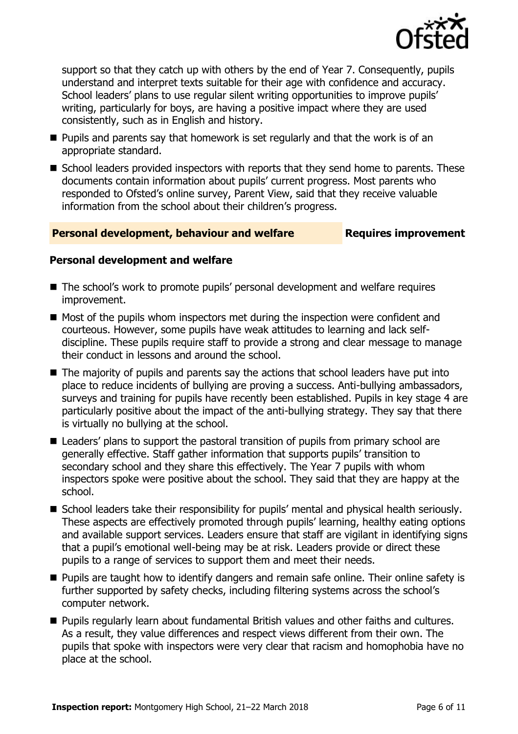support so that they catch up with others by the end of Year 7. Consequently, pupils understand and interpret texts suitable for their age with confidence and accuracy. School leaders' plans to use regular silent writing opportunities to improve pupils' writing, particularly for boys, are having a positive impact where they are used consistently, such as in English and history.

- Pupils and parents say that homework is set regularly and that the work is of an appropriate standard.
- School leaders provided inspectors with reports that they send home to parents. These documents contain information about pupils' current progress. Most parents who responded to Ofsted's online survey, Parent View, said that they receive valuable information from the school about their children's progress.

## Personal development, behaviour and welfare — Requires improvement

### Personal development and welfare

- The school's work to promote pupils' personal development and welfare requires improvement.
- Most of the pupils whom inspectors met during the inspection were confident and courteous. However, some pupils have weak attitudes to learning and lack self-discipline. These pupils require staff to provide a strong and clear message to manage their conduct in lessons and around the school.
- The majority of pupils and parents say the actions that school leaders have put into place to reduce incidents of bullying are proving a success. Anti-bullying ambassadors, surveys and training for pupils have recently been established. Pupils in key stage 4 are particularly positive about the impact of the anti-bullying strategy. They say that there is virtually no bullying at the school.
- Leaders' plans to support the pastoral transition of pupils from primary school are generally effective. Staff gather information that supports pupils' transition to secondary school and they share this effectively. The Year 7 pupils with whom inspectors spoke were positive about the school. They said that they are happy at the school.
- School leaders take their responsibility for pupils' mental and physical health seriously. These aspects are effectively promoted through pupils' learning, healthy eating options and available support services. Leaders ensure that staff are vigilant in identifying signs that a pupil's emotional well-being may be at risk. Leaders provide or direct these pupils to a range of services to support them and meet their needs.
- Pupils are taught how to identify dangers and remain safe online. Their online safety is further supported by safety checks, including filtering systems across the school's computer network.
- Pupils regularly learn about fundamental British values and other faiths and cultures. As a result, they value differences and respect views different from their own. The pupils that spoke with inspectors were very clear that racism and homophobia have no place at the school.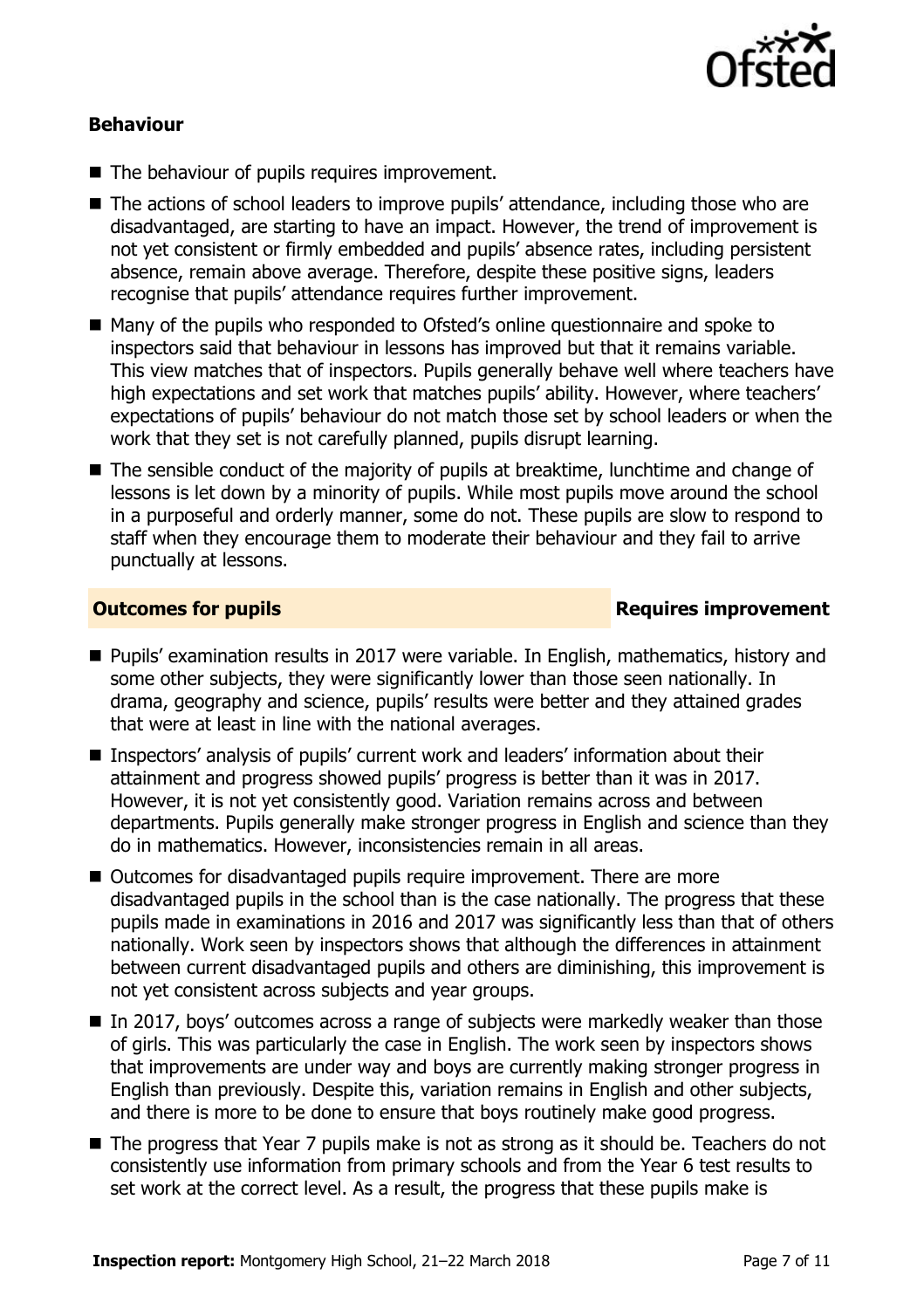### Behaviour

- The behaviour of pupils requires improvement.
- The actions of school leaders to improve pupils' attendance, including those who are disadvantaged, are starting to have an impact. However, the trend of improvement is not yet consistent or firmly embedded and pupils' absence rates, including persistent absence, remain above average. Therefore, despite these positive signs, leaders recognise that pupils' attendance requires further improvement.
- Many of the pupils who responded to Ofsted's online questionnaire and spoke to inspectors said that behaviour in lessons has improved but that it remains variable. This view matches that of inspectors. Pupils generally behave well where teachers have high expectations and set work that matches pupils' ability. However, where teachers' expectations of pupils' behaviour do not match those set by school leaders or when the work that they set is not carefully planned, pupils disrupt learning.
- The sensible conduct of the majority of pupils at breaktime, lunchtime and change of lessons is let down by a minority of pupils. While most pupils move around the school in a purposeful and orderly manner, some do not. These pupils are slow to respond to staff when they encourage them to moderate their behaviour and they fail to arrive punctually at lessons.

## Outcomes for pupils — Requires improvement

- Pupils' examination results in 2017 were variable. In English, mathematics, history and some other subjects, they were significantly lower than those seen nationally. In drama, geography and science, pupils' results were better and they attained grades that were at least in line with the national averages.
- Inspectors' analysis of pupils' current work and leaders' information about their attainment and progress showed pupils' progress is better than it was in 2017. However, it is not yet consistently good. Variation remains across and between departments. Pupils generally make stronger progress in English and science than they do in mathematics. However, inconsistencies remain in all areas.
- Outcomes for disadvantaged pupils require improvement. There are more disadvantaged pupils in the school than is the case nationally. The progress that these pupils made in examinations in 2016 and 2017 was significantly less than that of others nationally. Work seen by inspectors shows that although the differences in attainment between current disadvantaged pupils and others are diminishing, this improvement is not yet consistent across subjects and year groups.
- In 2017, boys' outcomes across a range of subjects were markedly weaker than those of girls. This was particularly the case in English. The work seen by inspectors shows that improvements are under way and boys are currently making stronger progress in English than previously. Despite this, variation remains in English and other subjects, and there is more to be done to ensure that boys routinely make good progress.
- The progress that Year 7 pupils make is not as strong as it should be. Teachers do not consistently use information from primary schools and from the Year 6 test results to set work at the correct level. As a result, the progress that these pupils make is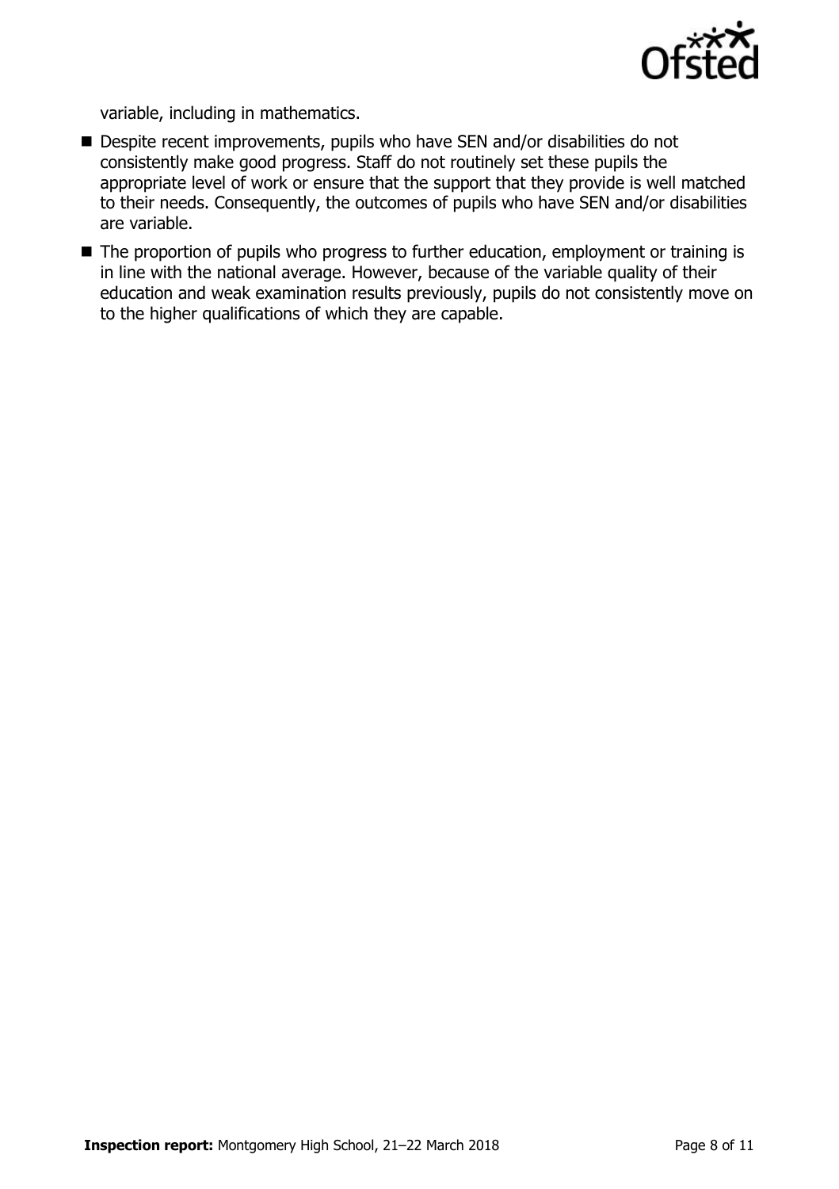variable, including in mathematics.

- Despite recent improvements, pupils who have SEN and/or disabilities do not consistently make good progress. Staff do not routinely set these pupils the appropriate level of work or ensure that the support that they provide is well matched to their needs. Consequently, the outcomes of pupils who have SEN and/or disabilities are variable.
- The proportion of pupils who progress to further education, employment or training is in line with the national average. However, because of the variable quality of their education and weak examination results previously, pupils do not consistently move on to the higher qualifications of which they are capable.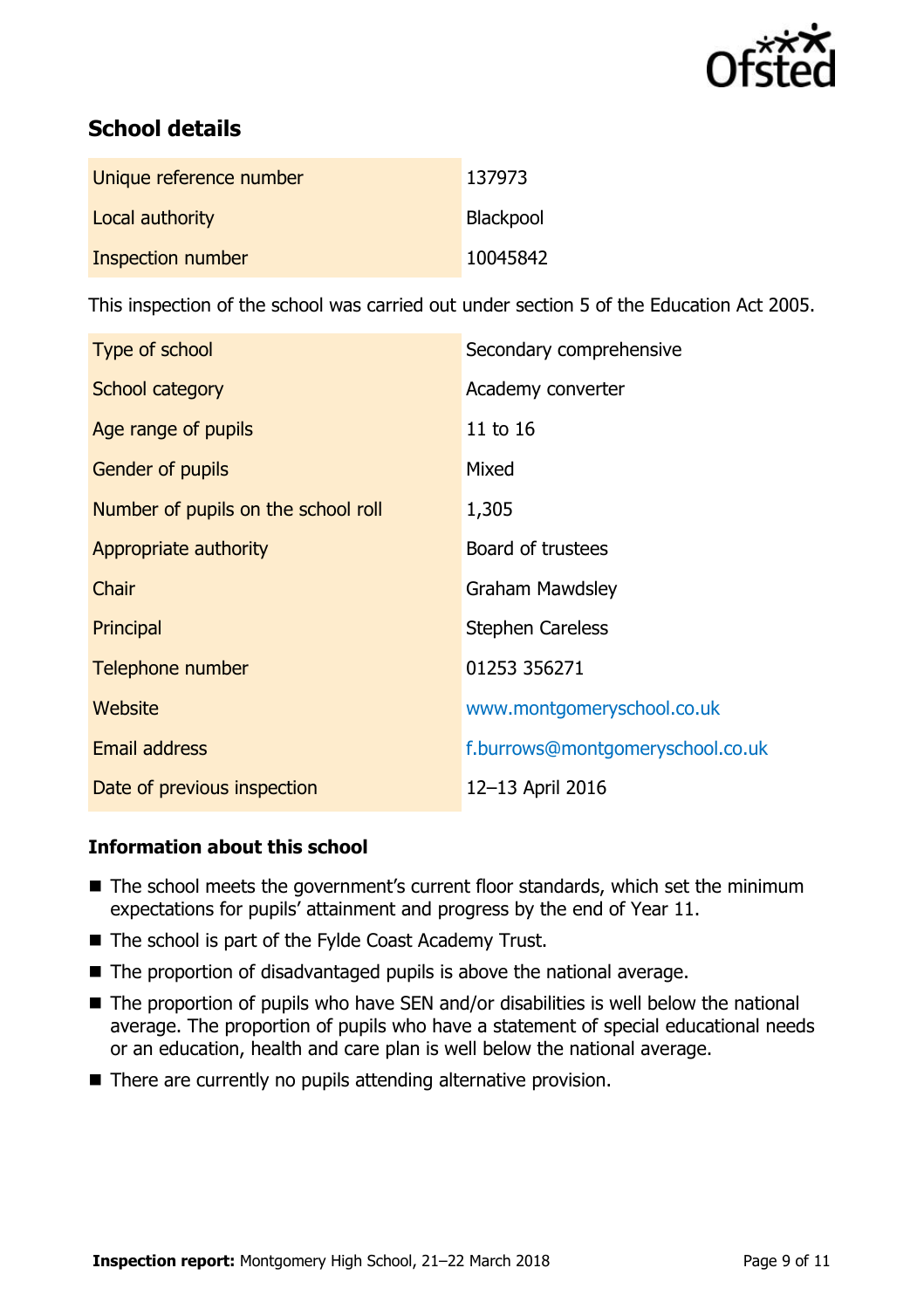## School details

| | |
|---|---|
| Unique reference number | 137973 |
| Local authority | Blackpool |
| Inspection number | 10045842 |

This inspection of the school was carried out under section 5 of the Education Act 2005.

| | |
|---|---|
| Type of school | Secondary comprehensive |
| School category | Academy converter |
| Age range of pupils | 11 to 16 |
| Gender of pupils | Mixed |
| Number of pupils on the school roll | 1,305 |
| Appropriate authority | Board of trustees |
| Chair | Graham Mawdsley |
| Principal | Stephen Careless |
| Telephone number | 01253 356271 |
| Website | www.montgomeryschool.co.uk |
| Email address | f.burrows@montgomeryschool.co.uk |
| Date of previous inspection | 12–13 April 2016 |

### Information about this school

- The school meets the government's current floor standards, which set the minimum expectations for pupils' attainment and progress by the end of Year 11.
- The school is part of the Fylde Coast Academy Trust.
- The proportion of disadvantaged pupils is above the national average.
- The proportion of pupils who have SEN and/or disabilities is well below the national average. The proportion of pupils who have a statement of special educational needs or an education, health and care plan is well below the national average.
- There are currently no pupils attending alternative provision.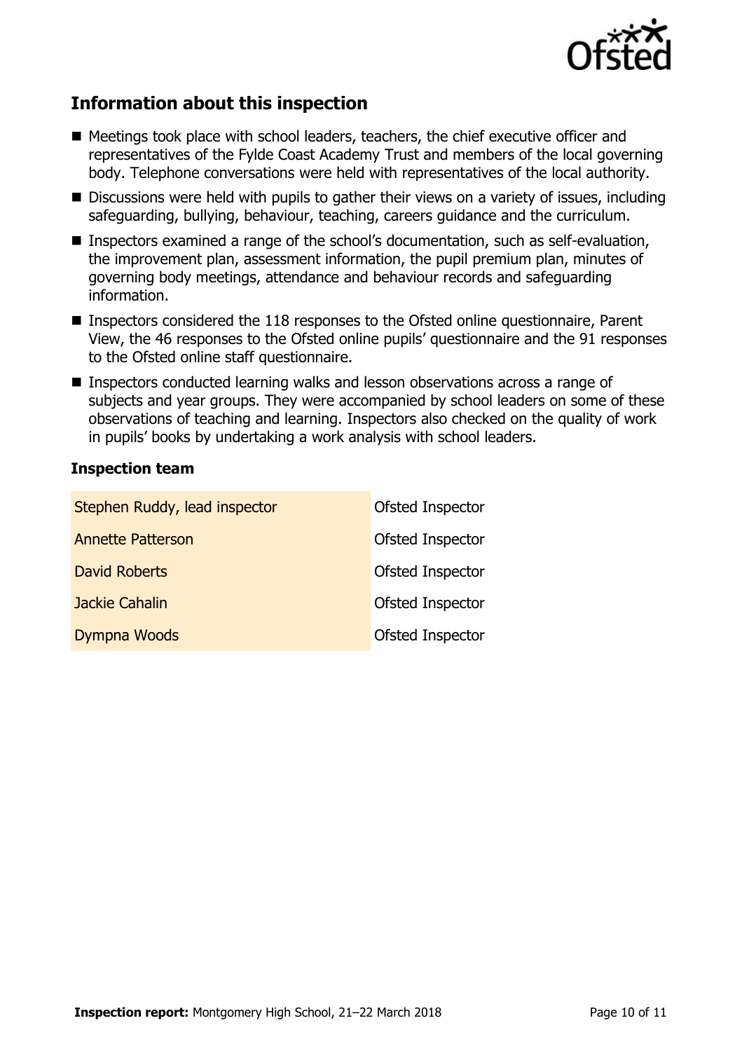## Information about this inspection

- Meetings took place with school leaders, teachers, the chief executive officer and representatives of the Fylde Coast Academy Trust and members of the local governing body. Telephone conversations were held with representatives of the local authority.
- Discussions were held with pupils to gather their views on a variety of issues, including safeguarding, bullying, behaviour, teaching, careers guidance and the curriculum.
- Inspectors examined a range of the school's documentation, such as self-evaluation, the improvement plan, assessment information, the pupil premium plan, minutes of governing body meetings, attendance and behaviour records and safeguarding information.
- Inspectors considered the 118 responses to the Ofsted online questionnaire, Parent View, the 46 responses to the Ofsted online pupils' questionnaire and the 91 responses to the Ofsted online staff questionnaire.
- Inspectors conducted learning walks and lesson observations across a range of subjects and year groups. They were accompanied by school leaders on some of these observations of teaching and learning. Inspectors also checked on the quality of work in pupils' books by undertaking a work analysis with school leaders.

### Inspection team

| | |
|---|---|
| Stephen Ruddy, lead inspector | Ofsted Inspector |
| Annette Patterson | Ofsted Inspector |
| David Roberts | Ofsted Inspector |
| Jackie Cahalin | Ofsted Inspector |
| Dympna Woods | Ofsted Inspector |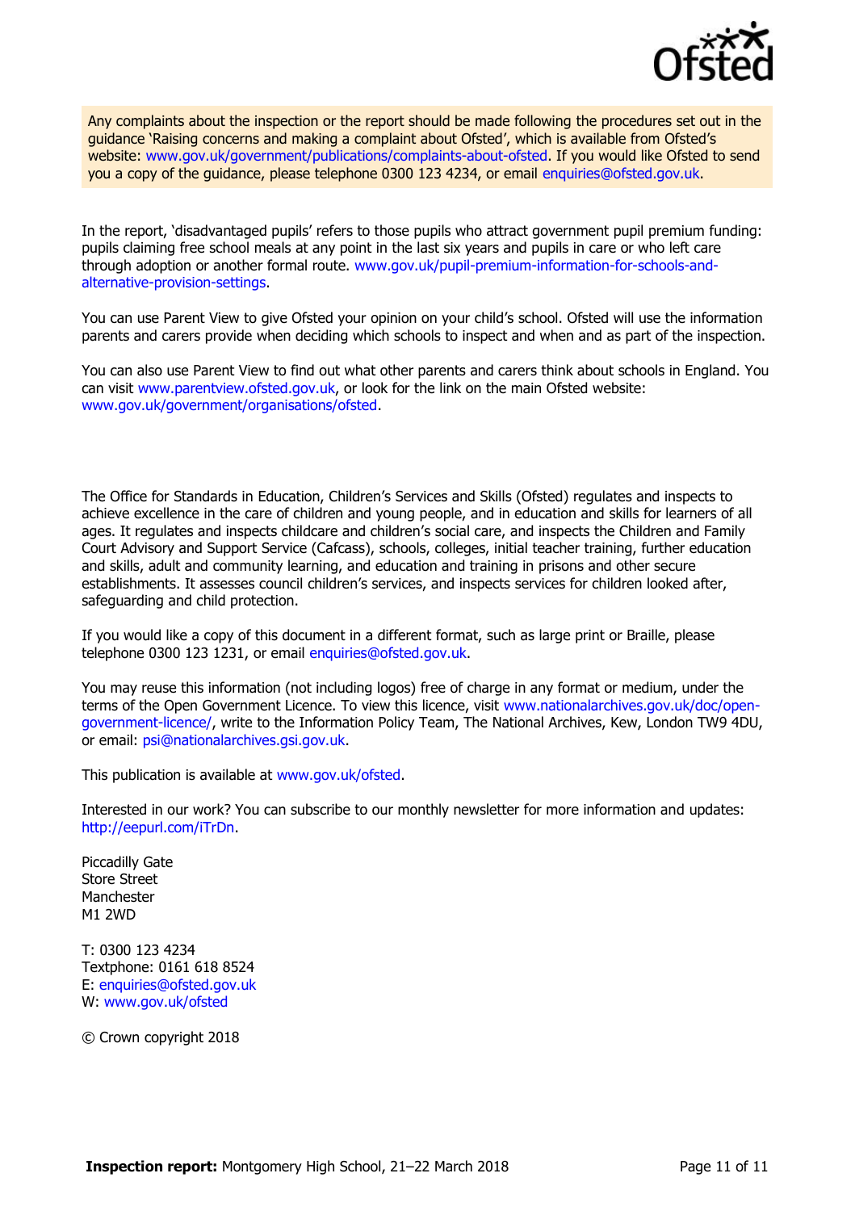Any complaints about the inspection or the report should be made following the procedures set out in the guidance 'Raising concerns and making a complaint about Ofsted', which is available from Ofsted's website: www.gov.uk/government/publications/complaints-about-ofsted. If you would like Ofsted to send you a copy of the guidance, please telephone 0300 123 4234, or email enquiries@ofsted.gov.uk.

In the report, 'disadvantaged pupils' refers to those pupils who attract government pupil premium funding: pupils claiming free school meals at any point in the last six years and pupils in care or who left care through adoption or another formal route. www.gov.uk/pupil-premium-information-for-schools-and-alternative-provision-settings.

You can use Parent View to give Ofsted your opinion on your child's school. Ofsted will use the information parents and carers provide when deciding which schools to inspect and when and as part of the inspection.

You can also use Parent View to find out what other parents and carers think about schools in England. You can visit www.parentview.ofsted.gov.uk, or look for the link on the main Ofsted website: www.gov.uk/government/organisations/ofsted.

The Office for Standards in Education, Children's Services and Skills (Ofsted) regulates and inspects to achieve excellence in the care of children and young people, and in education and skills for learners of all ages. It regulates and inspects childcare and children's social care, and inspects the Children and Family Court Advisory and Support Service (Cafcass), schools, colleges, initial teacher training, further education and skills, adult and community learning, and education and training in prisons and other secure establishments. It assesses council children's services, and inspects services for children looked after, safeguarding and child protection.

If you would like a copy of this document in a different format, such as large print or Braille, please telephone 0300 123 1231, or email enquiries@ofsted.gov.uk.

You may reuse this information (not including logos) free of charge in any format or medium, under the terms of the Open Government Licence. To view this licence, visit www.nationalarchives.gov.uk/doc/open-government-licence/, write to the Information Policy Team, The National Archives, Kew, London TW9 4DU, or email: psi@nationalarchives.gsi.gov.uk.

This publication is available at www.gov.uk/ofsted.

Interested in our work? You can subscribe to our monthly newsletter for more information and updates: http://eepurl.com/iTrDn.

Piccadilly Gate
Store Street
Manchester
M1 2WD

T: 0300 123 4234
Textphone: 0161 618 8524
E: enquiries@ofsted.gov.uk
W: www.gov.uk/ofsted

© Crown copyright 2018